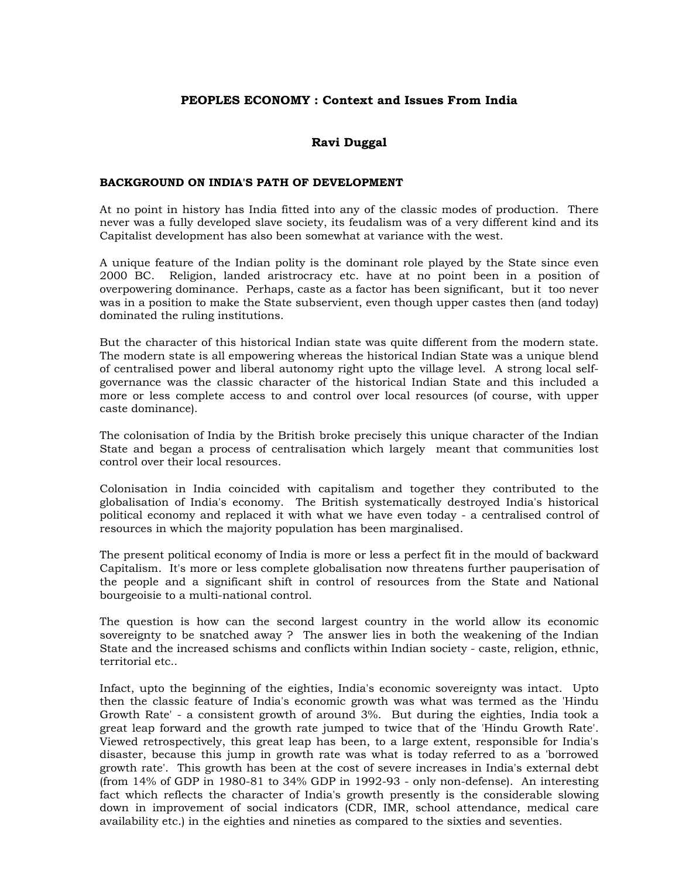# PEOPLES ECONOMY : Context and Issues From India

**Ravi Duggal**

## BACKGROUND ON INDIA'S PATH OF DEVELOPMENT

At no point in history has India fitted into any of the classic modes of production. There never was a fully developed slave society, its feudalism was of a very different kind and its Capitalist development has also been somewhat at variance with the west.

A unique feature of the Indian polity is the dominant role played by the State since even 2000 BC. Religion, landed aristrocracy etc. have at no point been in a position of overpowering dominance. Perhaps, caste as a factor has been significant, but it too never was in a position to make the State subservient, even though upper castes then (and today) dominated the ruling institutions.

But the character of this historical Indian state was quite different from the modern state. The modern state is all empowering whereas the historical Indian State was a unique blend of centralised power and liberal autonomy right upto the village level. A strong local self-governance was the classic character of the historical Indian State and this included a more or less complete access to and control over local resources (of course, with upper caste dominance).

The colonisation of India by the British broke precisely this unique character of the Indian State and began a process of centralisation which largely meant that communities lost control over their local resources.

Colonisation in India coincided with capitalism and together they contributed to the globalisation of India's economy. The British systematically destroyed India's historical political economy and replaced it with what we have even today - a centralised control of resources in which the majority population has been marginalised.

The present political economy of India is more or less a perfect fit in the mould of backward Capitalism. It's more or less complete globalisation now threatens further pauperisation of the people and a significant shift in control of resources from the State and National bourgeoisie to a multi-national control.

The question is how can the second largest country in the world allow its economic sovereignty to be snatched away ? The answer lies in both the weakening of the Indian State and the increased schisms and conflicts within Indian society - caste, religion, ethnic, territorial etc..

Infact, upto the beginning of the eighties, India's economic sovereignty was intact. Upto then the classic feature of India's economic growth was what was termed as the 'Hindu Growth Rate' - a consistent growth of around 3%. But during the eighties, India took a great leap forward and the growth rate jumped to twice that of the 'Hindu Growth Rate'. Viewed retrospectively, this great leap has been, to a large extent, responsible for India's disaster, because this jump in growth rate was what is today referred to as a 'borrowed growth rate'. This growth has been at the cost of severe increases in India's external debt (from 14% of GDP in 1980-81 to 34% GDP in 1992-93 - only non-defense). An interesting fact which reflects the character of India's growth presently is the considerable slowing down in improvement of social indicators (CDR, IMR, school attendance, medical care availability etc.) in the eighties and nineties as compared to the sixties and seventies.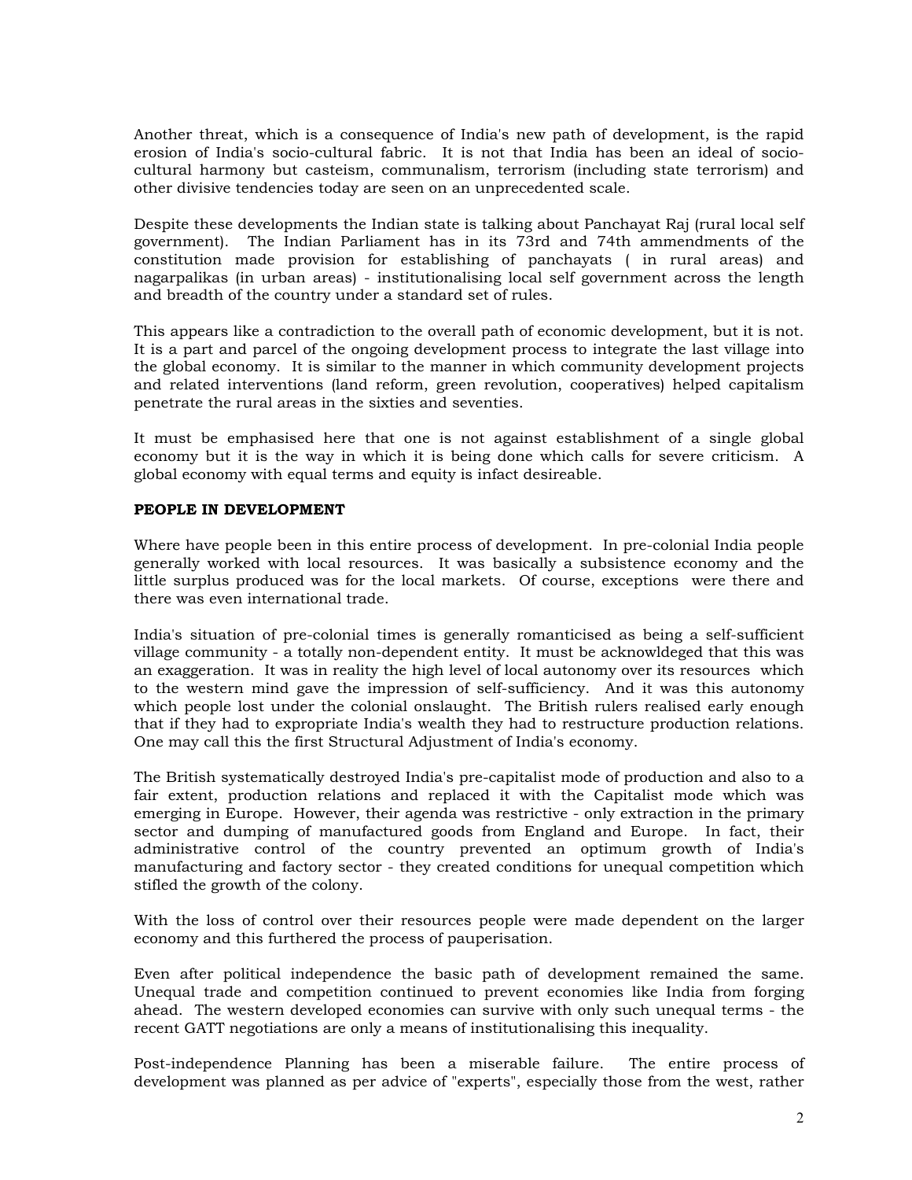Another threat, which is a consequence of India's new path of development, is the rapid erosion of India's socio-cultural fabric. It is not that India has been an ideal of socio-cultural harmony but casteism, communalism, terrorism (including state terrorism) and other divisive tendencies today are seen on an unprecedented scale.

Despite these developments the Indian state is talking about Panchayat Raj (rural local self government). The Indian Parliament has in its 73rd and 74th ammendments of the constitution made provision for establishing of panchayats ( in rural areas) and nagarpalikas (in urban areas) - institutionalising local self government across the length and breadth of the country under a standard set of rules.

This appears like a contradiction to the overall path of economic development, but it is not. It is a part and parcel of the ongoing development process to integrate the last village into the global economy. It is similar to the manner in which community development projects and related interventions (land reform, green revolution, cooperatives) helped capitalism penetrate the rural areas in the sixties and seventies.

It must be emphasised here that one is not against establishment of a single global economy but it is the way in which it is being done which calls for severe criticism. A global economy with equal terms and equity is infact desireable.

**PEOPLE IN DEVELOPMENT**

Where have people been in this entire process of development. In pre-colonial India people generally worked with local resources. It was basically a subsistence economy and the little surplus produced was for the local markets. Of course, exceptions were there and there was even international trade.

India's situation of pre-colonial times is generally romanticised as being a self-sufficient village community - a totally non-dependent entity. It must be acknowldeged that this was an exaggeration. It was in reality the high level of local autonomy over its resources which to the western mind gave the impression of self-sufficiency. And it was this autonomy which people lost under the colonial onslaught. The British rulers realised early enough that if they had to expropriate India's wealth they had to restructure production relations. One may call this the first Structural Adjustment of India's economy.

The British systematically destroyed India's pre-capitalist mode of production and also to a fair extent, production relations and replaced it with the Capitalist mode which was emerging in Europe. However, their agenda was restrictive - only extraction in the primary sector and dumping of manufactured goods from England and Europe. In fact, their administrative control of the country prevented an optimum growth of India's manufacturing and factory sector - they created conditions for unequal competition which stifled the growth of the colony.

With the loss of control over their resources people were made dependent on the larger economy and this furthered the process of pauperisation.

Even after political independence the basic path of development remained the same. Unequal trade and competition continued to prevent economies like India from forging ahead. The western developed economies can survive with only such unequal terms - the recent GATT negotiations are only a means of institutionalising this inequality.

Post-independence Planning has been a miserable failure. The entire process of development was planned as per advice of "experts", especially those from the west, rather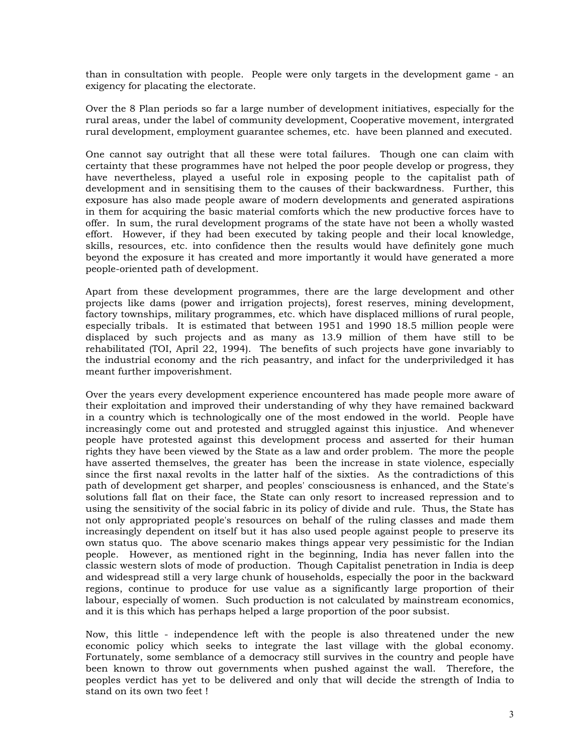than in consultation with people. People were only targets in the development game - an exigency for placating the electorate.

Over the 8 Plan periods so far a large number of development initiatives, especially for the rural areas, under the label of community development, Cooperative movement, intergrated rural development, employment guarantee schemes, etc. have been planned and executed.

One cannot say outright that all these were total failures. Though one can claim with certainty that these programmes have not helped the poor people develop or progress, they have nevertheless, played a useful role in exposing people to the capitalist path of development and in sensitising them to the causes of their backwardness. Further, this exposure has also made people aware of modern developments and generated aspirations in them for acquiring the basic material comforts which the new productive forces have to offer. In sum, the rural development programs of the state have not been a wholly wasted effort. However, if they had been executed by taking people and their local knowledge, skills, resources, etc. into confidence then the results would have definitely gone much beyond the exposure it has created and more importantly it would have generated a more people-oriented path of development.

Apart from these development programmes, there are the large development and other projects like dams (power and irrigation projects), forest reserves, mining development, factory townships, military programmes, etc. which have displaced millions of rural people, especially tribals. It is estimated that between 1951 and 1990 18.5 million people were displaced by such projects and as many as 13.9 million of them have still to be rehabilitated (TOI, April 22, 1994). The benefits of such projects have gone invariably to the industrial economy and the rich peasantry, and infact for the underpriviledged it has meant further impoverishment.

Over the years every development experience encountered has made people more aware of their exploitation and improved their understanding of why they have remained backward in a country which is technologically one of the most endowed in the world. People have increasingly come out and protested and struggled against this injustice. And whenever people have protested against this development process and asserted for their human rights they have been viewed by the State as a law and order problem. The more the people have asserted themselves, the greater has been the increase in state violence, especially since the first naxal revolts in the latter half of the sixties. As the contradictions of this path of development get sharper, and peoples' consciousness is enhanced, and the State's solutions fall flat on their face, the State can only resort to increased repression and to using the sensitivity of the social fabric in its policy of divide and rule. Thus, the State has not only appropriated people's resources on behalf of the ruling classes and made them increasingly dependent on itself but it has also used people against people to preserve its own status quo. The above scenario makes things appear very pessimistic for the Indian people. However, as mentioned right in the beginning, India has never fallen into the classic western slots of mode of production. Though Capitalist penetration in India is deep and widespread still a very large chunk of households, especially the poor in the backward regions, continue to produce for use value as a significantly large proportion of their labour, especially of women. Such production is not calculated by mainstream economics, and it is this which has perhaps helped a large proportion of the poor subsist.

Now, this little - independence left with the people is also threatened under the new economic policy which seeks to integrate the last village with the global economy. Fortunately, some semblance of a democracy still survives in the country and people have been known to throw out governments when pushed against the wall. Therefore, the peoples verdict has yet to be delivered and only that will decide the strength of India to stand on its own two feet !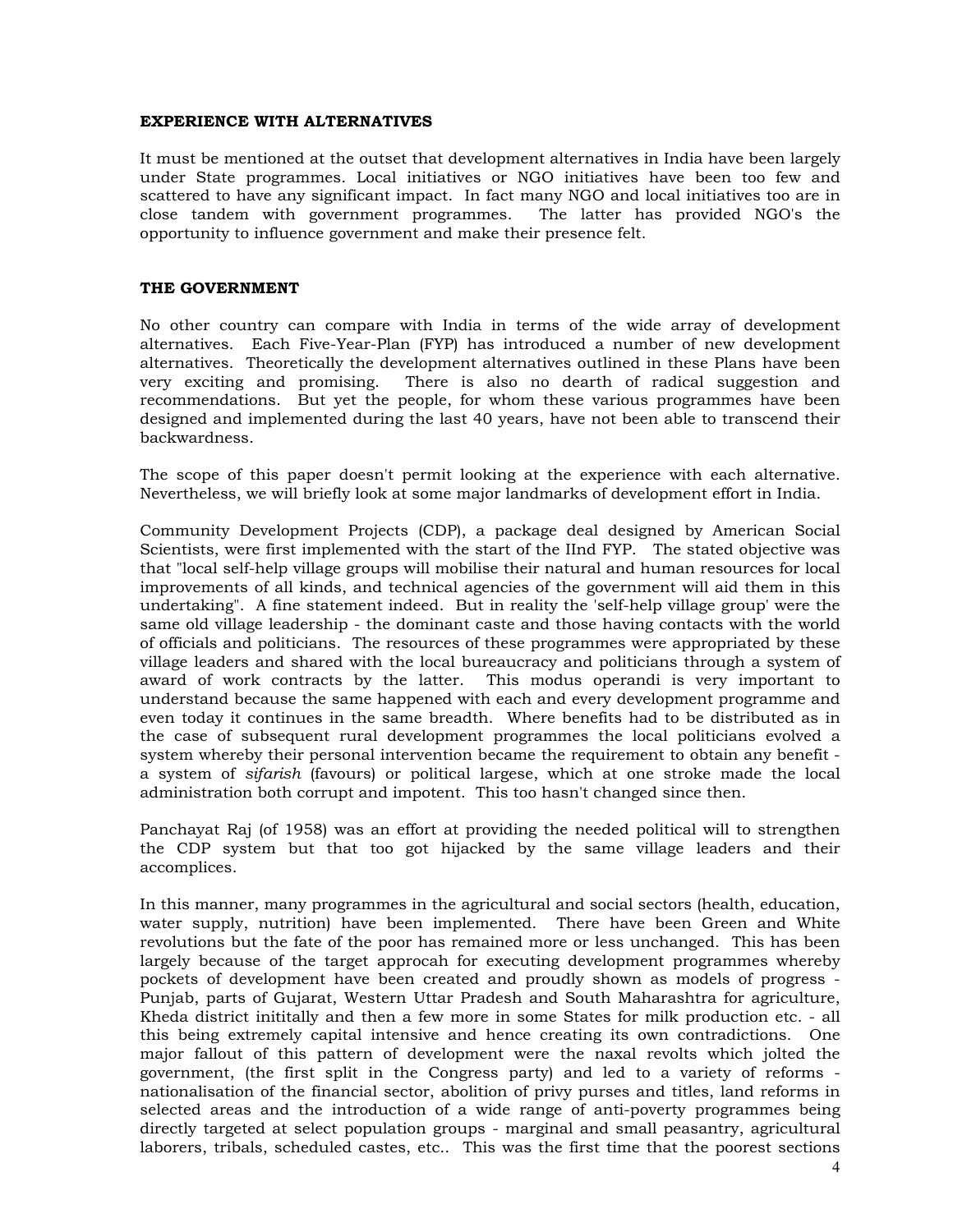**EXPERIENCE WITH ALTERNATIVES**

It must be mentioned at the outset that development alternatives in India have been largely under State programmes. Local initiatives or NGO initiatives have been too few and scattered to have any significant impact. In fact many NGO and local initiatives too are in close tandem with government programmes. The latter has provided NGO's the opportunity to influence government and make their presence felt.

**THE GOVERNMENT**

No other country can compare with India in terms of the wide array of development alternatives. Each Five-Year-Plan (FYP) has introduced a number of new development alternatives. Theoretically the development alternatives outlined in these Plans have been very exciting and promising. There is also no dearth of radical suggestion and recommendations. But yet the people, for whom these various programmes have been designed and implemented during the last 40 years, have not been able to transcend their backwardness.

The scope of this paper doesn't permit looking at the experience with each alternative. Nevertheless, we will briefly look at some major landmarks of development effort in India.

Community Development Projects (CDP), a package deal designed by American Social Scientists, were first implemented with the start of the IInd FYP. The stated objective was that "local self-help village groups will mobilise their natural and human resources for local improvements of all kinds, and technical agencies of the government will aid them in this undertaking". A fine statement indeed. But in reality the 'self-help village group' were the same old village leadership - the dominant caste and those having contacts with the world of officials and politicians. The resources of these programmes were appropriated by these village leaders and shared with the local bureaucracy and politicians through a system of award of work contracts by the latter. This modus operandi is very important to understand because the same happened with each and every development programme and even today it continues in the same breadth. Where benefits had to be distributed as in the case of subsequent rural development programmes the local politicians evolved a system whereby their personal intervention became the requirement to obtain any benefit - a system of *sifarish* (favours) or political largese, which at one stroke made the local administration both corrupt and impotent. This too hasn't changed since then.

Panchayat Raj (of 1958) was an effort at providing the needed political will to strengthen the CDP system but that too got hijacked by the same village leaders and their accomplices.

In this manner, many programmes in the agricultural and social sectors (health, education, water supply, nutrition) have been implemented. There have been Green and White revolutions but the fate of the poor has remained more or less unchanged. This has been largely because of the target approcah for executing development programmes whereby pockets of development have been created and proudly shown as models of progress - Punjab, parts of Gujarat, Western Uttar Pradesh and South Maharashtra for agriculture, Kheda district inititally and then a few more in some States for milk production etc. - all this being extremely capital intensive and hence creating its own contradictions. One major fallout of this pattern of development were the naxal revolts which jolted the government, (the first split in the Congress party) and led to a variety of reforms - nationalisation of the financial sector, abolition of privy purses and titles, land reforms in selected areas and the introduction of a wide range of anti-poverty programmes being directly targeted at select population groups - marginal and small peasantry, agricultural laborers, tribals, scheduled castes, etc.. This was the first time that the poorest sections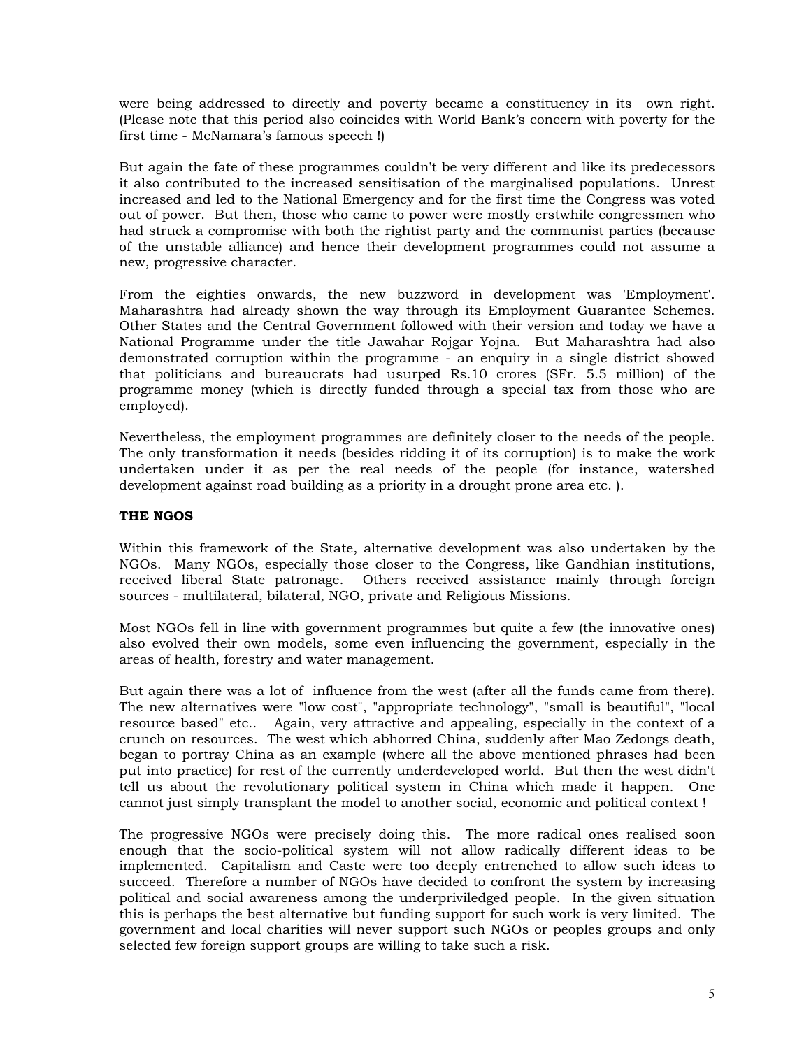were being addressed to directly and poverty became a constituency in its own right. (Please note that this period also coincides with World Bank's concern with poverty for the first time - McNamara's famous speech !)

But again the fate of these programmes couldn't be very different and like its predecessors it also contributed to the increased sensitisation of the marginalised populations. Unrest increased and led to the National Emergency and for the first time the Congress was voted out of power. But then, those who came to power were mostly erstwhile congressmen who had struck a compromise with both the rightist party and the communist parties (because of the unstable alliance) and hence their development programmes could not assume a new, progressive character.

From the eighties onwards, the new buzzword in development was 'Employment'. Maharashtra had already shown the way through its Employment Guarantee Schemes. Other States and the Central Government followed with their version and today we have a National Programme under the title Jawahar Rojgar Yojna. But Maharashtra had also demonstrated corruption within the programme - an enquiry in a single district showed that politicians and bureaucrats had usurped Rs.10 crores (SFr. 5.5 million) of the programme money (which is directly funded through a special tax from those who are employed).

Nevertheless, the employment programmes are definitely closer to the needs of the people. The only transformation it needs (besides ridding it of its corruption) is to make the work undertaken under it as per the real needs of the people (for instance, watershed development against road building as a priority in a drought prone area etc. ).

**THE NGOS**

Within this framework of the State, alternative development was also undertaken by the NGOs. Many NGOs, especially those closer to the Congress, like Gandhian institutions, received liberal State patronage. Others received assistance mainly through foreign sources - multilateral, bilateral, NGO, private and Religious Missions.

Most NGOs fell in line with government programmes but quite a few (the innovative ones) also evolved their own models, some even influencing the government, especially in the areas of health, forestry and water management.

But again there was a lot of influence from the west (after all the funds came from there). The new alternatives were "low cost", "appropriate technology", "small is beautiful", "local resource based" etc.. Again, very attractive and appealing, especially in the context of a crunch on resources. The west which abhorred China, suddenly after Mao Zedongs death, began to portray China as an example (where all the above mentioned phrases had been put into practice) for rest of the currently underdeveloped world. But then the west didn't tell us about the revolutionary political system in China which made it happen. One cannot just simply transplant the model to another social, economic and political context !

The progressive NGOs were precisely doing this. The more radical ones realised soon enough that the socio-political system will not allow radically different ideas to be implemented. Capitalism and Caste were too deeply entrenched to allow such ideas to succeed. Therefore a number of NGOs have decided to confront the system by increasing political and social awareness among the underpriviledged people. In the given situation this is perhaps the best alternative but funding support for such work is very limited. The government and local charities will never support such NGOs or peoples groups and only selected few foreign support groups are willing to take such a risk.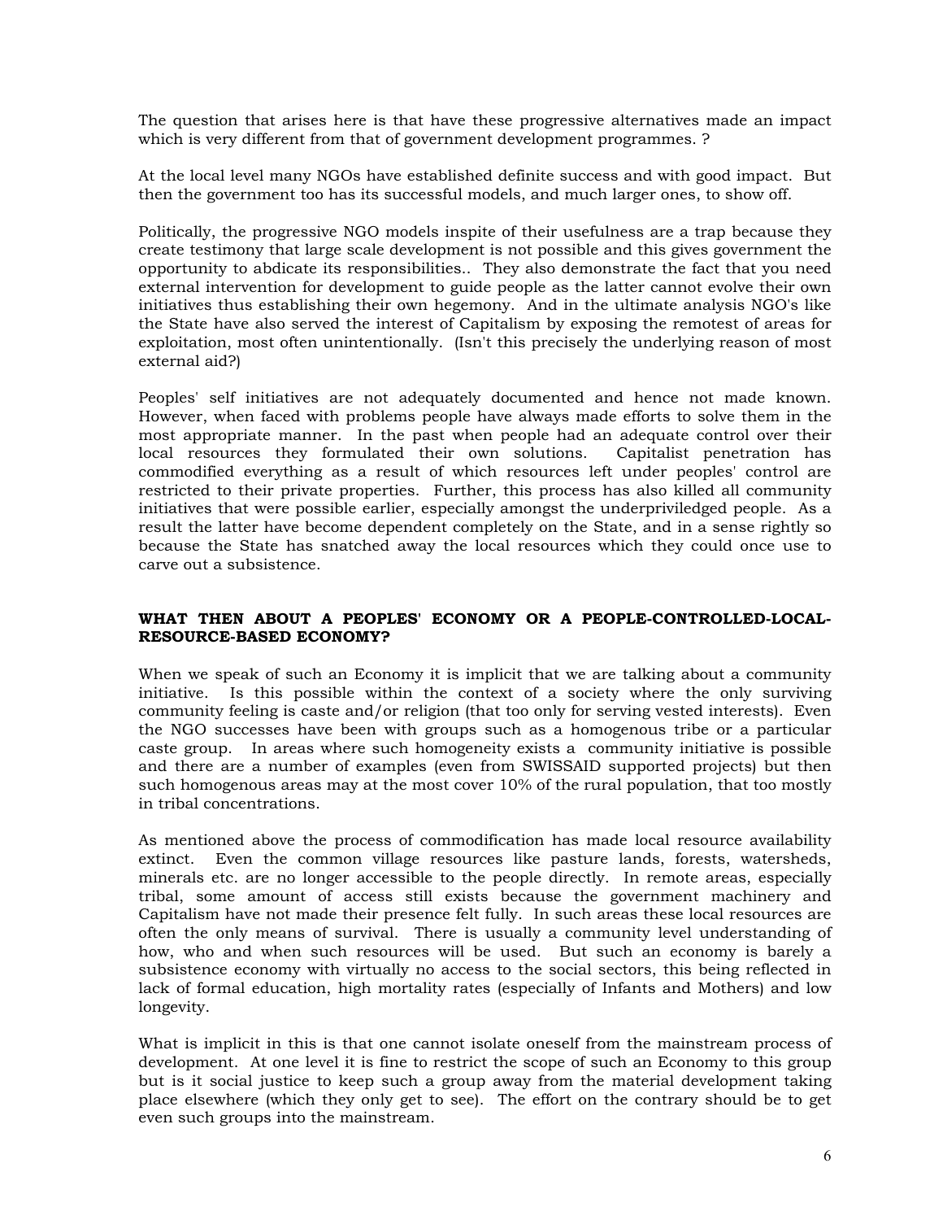The question that arises here is that have these progressive alternatives made an impact which is very different from that of government development programmes. ?

At the local level many NGOs have established definite success and with good impact. But then the government too has its successful models, and much larger ones, to show off.

Politically, the progressive NGO models inspite of their usefulness are a trap because they create testimony that large scale development is not possible and this gives government the opportunity to abdicate its responsibilities.. They also demonstrate the fact that you need external intervention for development to guide people as the latter cannot evolve their own initiatives thus establishing their own hegemony. And in the ultimate analysis NGO's like the State have also served the interest of Capitalism by exposing the remotest of areas for exploitation, most often unintentionally. (Isn't this precisely the underlying reason of most external aid?)

Peoples' self initiatives are not adequately documented and hence not made known. However, when faced with problems people have always made efforts to solve them in the most appropriate manner. In the past when people had an adequate control over their local resources they formulated their own solutions. Capitalist penetration has commodified everything as a result of which resources left under peoples' control are restricted to their private properties. Further, this process has also killed all community initiatives that were possible earlier, especially amongst the underpriviledged people. As a result the latter have become dependent completely on the State, and in a sense rightly so because the State has snatched away the local resources which they could once use to carve out a subsistence.

**WHAT THEN ABOUT A PEOPLES' ECONOMY OR A PEOPLE-CONTROLLED-LOCAL-RESOURCE-BASED ECONOMY?**

When we speak of such an Economy it is implicit that we are talking about a community initiative. Is this possible within the context of a society where the only surviving community feeling is caste and/or religion (that too only for serving vested interests). Even the NGO successes have been with groups such as a homogenous tribe or a particular caste group. In areas where such homogeneity exists a community initiative is possible and there are a number of examples (even from SWISSAID supported projects) but then such homogenous areas may at the most cover 10% of the rural population, that too mostly in tribal concentrations.

As mentioned above the process of commodification has made local resource availability extinct. Even the common village resources like pasture lands, forests, watersheds, minerals etc. are no longer accessible to the people directly. In remote areas, especially tribal, some amount of access still exists because the government machinery and Capitalism have not made their presence felt fully. In such areas these local resources are often the only means of survival. There is usually a community level understanding of how, who and when such resources will be used. But such an economy is barely a subsistence economy with virtually no access to the social sectors, this being reflected in lack of formal education, high mortality rates (especially of Infants and Mothers) and low longevity.

What is implicit in this is that one cannot isolate oneself from the mainstream process of development. At one level it is fine to restrict the scope of such an Economy to this group but is it social justice to keep such a group away from the material development taking place elsewhere (which they only get to see). The effort on the contrary should be to get even such groups into the mainstream.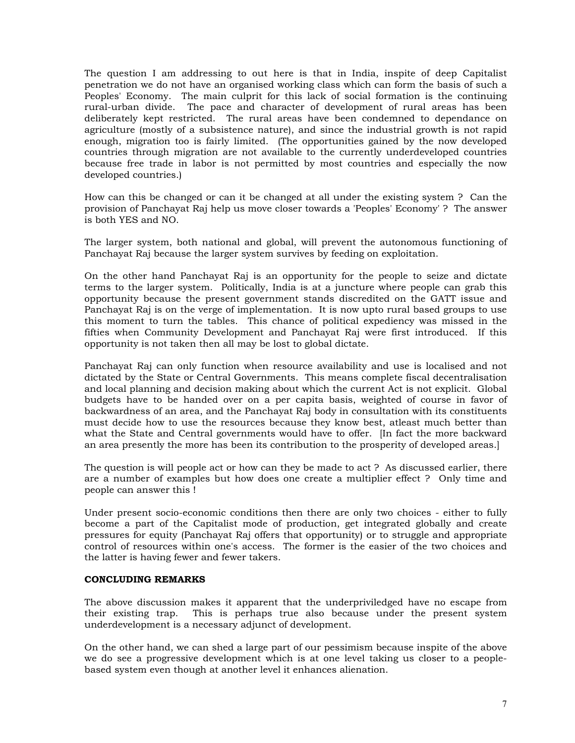The question I am addressing to out here is that in India, inspite of deep Capitalist penetration we do not have an organised working class which can form the basis of such a Peoples' Economy. The main culprit for this lack of social formation is the continuing rural-urban divide. The pace and character of development of rural areas has been deliberately kept restricted. The rural areas have been condemned to dependance on agriculture (mostly of a subsistence nature), and since the industrial growth is not rapid enough, migration too is fairly limited. (The opportunities gained by the now developed countries through migration are not available to the currently underdeveloped countries because free trade in labor is not permitted by most countries and especially the now developed countries.)

How can this be changed or can it be changed at all under the existing system ? Can the provision of Panchayat Raj help us move closer towards a 'Peoples' Economy' ? The answer is both YES and NO.

The larger system, both national and global, will prevent the autonomous functioning of Panchayat Raj because the larger system survives by feeding on exploitation.

On the other hand Panchayat Raj is an opportunity for the people to seize and dictate terms to the larger system. Politically, India is at a juncture where people can grab this opportunity because the present government stands discredited on the GATT issue and Panchayat Raj is on the verge of implementation. It is now upto rural based groups to use this moment to turn the tables. This chance of political expediency was missed in the fifties when Community Development and Panchayat Raj were first introduced. If this opportunity is not taken then all may be lost to global dictate.

Panchayat Raj can only function when resource availability and use is localised and not dictated by the State or Central Governments. This means complete fiscal decentralisation and local planning and decision making about which the current Act is not explicit. Global budgets have to be handed over on a per capita basis, weighted of course in favor of backwardness of an area, and the Panchayat Raj body in consultation with its constituents must decide how to use the resources because they know best, atleast much better than what the State and Central governments would have to offer. [In fact the more backward an area presently the more has been its contribution to the prosperity of developed areas.]

The question is will people act or how can they be made to act ? As discussed earlier, there are a number of examples but how does one create a multiplier effect ? Only time and people can answer this !

Under present socio-economic conditions then there are only two choices - either to fully become a part of the Capitalist mode of production, get integrated globally and create pressures for equity (Panchayat Raj offers that opportunity) or to struggle and appropriate control of resources within one's access. The former is the easier of the two choices and the latter is having fewer and fewer takers.

**CONCLUDING REMARKS**

The above discussion makes it apparent that the underpriviledged have no escape from their existing trap. This is perhaps true also because under the present system underdevelopment is a necessary adjunct of development.

On the other hand, we can shed a large part of our pessimism because inspite of the above we do see a progressive development which is at one level taking us closer to a people-based system even though at another level it enhances alienation.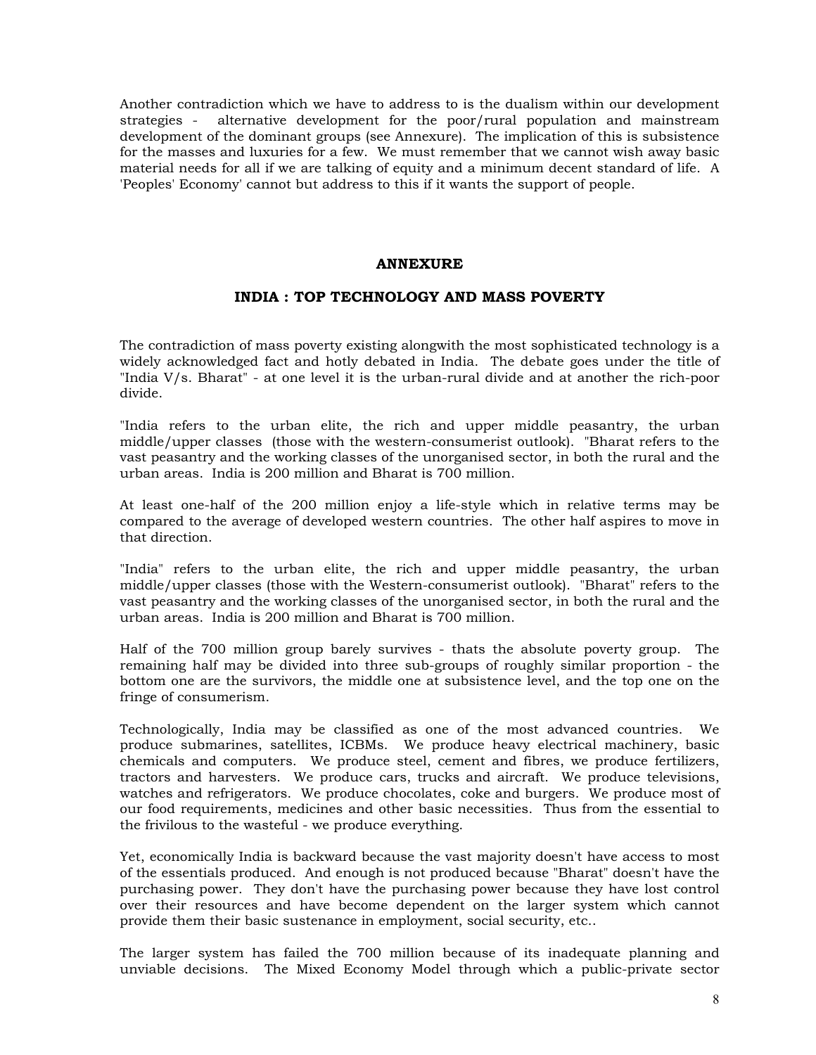Another contradiction which we have to address to is the dualism within our development strategies - alternative development for the poor/rural population and mainstream development of the dominant groups (see Annexure). The implication of this is subsistence for the masses and luxuries for a few. We must remember that we cannot wish away basic material needs for all if we are talking of equity and a minimum decent standard of life. A 'Peoples' Economy' cannot but address to this if it wants the support of people.

## ANNEXURE

## INDIA : TOP TECHNOLOGY AND MASS POVERTY

The contradiction of mass poverty existing alongwith the most sophisticated technology is a widely acknowledged fact and hotly debated in India. The debate goes under the title of "India V/s. Bharat" - at one level it is the urban-rural divide and at another the rich-poor divide.

"India refers to the urban elite, the rich and upper middle peasantry, the urban middle/upper classes (those with the western-consumerist outlook). "Bharat refers to the vast peasantry and the working classes of the unorganised sector, in both the rural and the urban areas. India is 200 million and Bharat is 700 million.

At least one-half of the 200 million enjoy a life-style which in relative terms may be compared to the average of developed western countries. The other half aspires to move in that direction.

"India" refers to the urban elite, the rich and upper middle peasantry, the urban middle/upper classes (those with the Western-consumerist outlook). "Bharat" refers to the vast peasantry and the working classes of the unorganised sector, in both the rural and the urban areas. India is 200 million and Bharat is 700 million.

Half of the 700 million group barely survives - thats the absolute poverty group. The remaining half may be divided into three sub-groups of roughly similar proportion - the bottom one are the survivors, the middle one at subsistence level, and the top one on the fringe of consumerism.

Technologically, India may be classified as one of the most advanced countries. We produce submarines, satellites, ICBMs. We produce heavy electrical machinery, basic chemicals and computers. We produce steel, cement and fibres, we produce fertilizers, tractors and harvesters. We produce cars, trucks and aircraft. We produce televisions, watches and refrigerators. We produce chocolates, coke and burgers. We produce most of our food requirements, medicines and other basic necessities. Thus from the essential to the frivilous to the wasteful - we produce everything.

Yet, economically India is backward because the vast majority doesn't have access to most of the essentials produced. And enough is not produced because "Bharat" doesn't have the purchasing power. They don't have the purchasing power because they have lost control over their resources and have become dependent on the larger system which cannot provide them their basic sustenance in employment, social security, etc..

The larger system has failed the 700 million because of its inadequate planning and unviable decisions. The Mixed Economy Model through which a public-private sector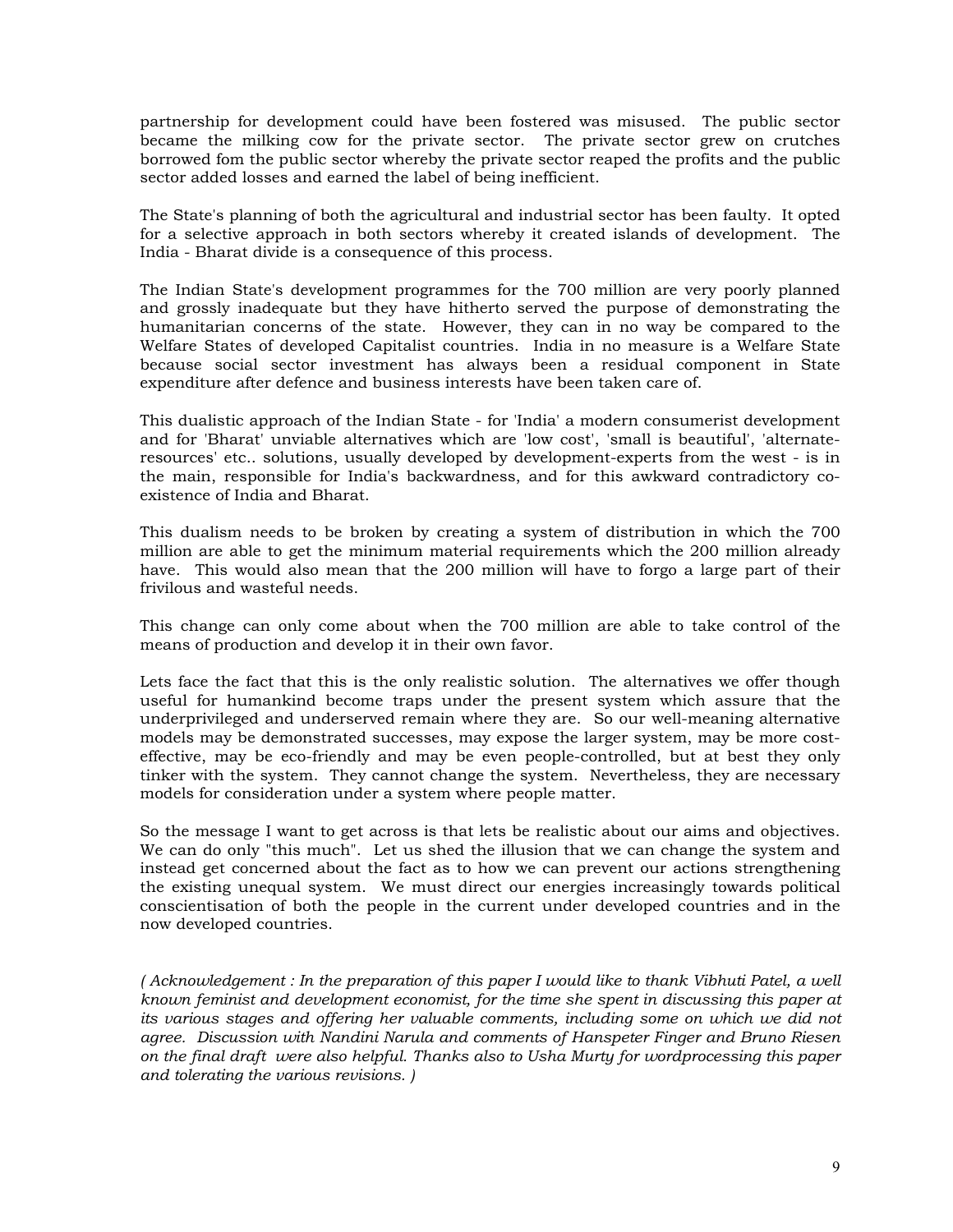partnership for development could have been fostered was misused. The public sector became the milking cow for the private sector. The private sector grew on crutches borrowed fom the public sector whereby the private sector reaped the profits and the public sector added losses and earned the label of being inefficient.

The State's planning of both the agricultural and industrial sector has been faulty. It opted for a selective approach in both sectors whereby it created islands of development. The India - Bharat divide is a consequence of this process.

The Indian State's development programmes for the 700 million are very poorly planned and grossly inadequate but they have hitherto served the purpose of demonstrating the humanitarian concerns of the state. However, they can in no way be compared to the Welfare States of developed Capitalist countries. India in no measure is a Welfare State because social sector investment has always been a residual component in State expenditure after defence and business interests have been taken care of.

This dualistic approach of the Indian State - for 'India' a modern consumerist development and for 'Bharat' unviable alternatives which are 'low cost', 'small is beautiful', 'alternate-resources' etc.. solutions, usually developed by development-experts from the west - is in the main, responsible for India's backwardness, and for this awkward contradictory co-existence of India and Bharat.

This dualism needs to be broken by creating a system of distribution in which the 700 million are able to get the minimum material requirements which the 200 million already have. This would also mean that the 200 million will have to forgo a large part of their frivilous and wasteful needs.

This change can only come about when the 700 million are able to take control of the means of production and develop it in their own favor.

Lets face the fact that this is the only realistic solution. The alternatives we offer though useful for humankind become traps under the present system which assure that the underprivileged and underserved remain where they are. So our well-meaning alternative models may be demonstrated successes, may expose the larger system, may be more cost-effective, may be eco-friendly and may be even people-controlled, but at best they only tinker with the system. They cannot change the system. Nevertheless, they are necessary models for consideration under a system where people matter.

So the message I want to get across is that lets be realistic about our aims and objectives. We can do only "this much". Let us shed the illusion that we can change the system and instead get concerned about the fact as to how we can prevent our actions strengthening the existing unequal system. We must direct our energies increasingly towards political conscientisation of both the people in the current under developed countries and in the now developed countries.

*( Acknowledgement : In the preparation of this paper I would like to thank Vibhuti Patel, a well known feminist and development economist, for the time she spent in discussing this paper at its various stages and offering her valuable comments, including some on which we did not agree. Discussion with Nandini Narula and comments of Hanspeter Finger and Bruno Riesen on the final draft were also helpful. Thanks also to Usha Murty for wordprocessing this paper and tolerating the various revisions. )*